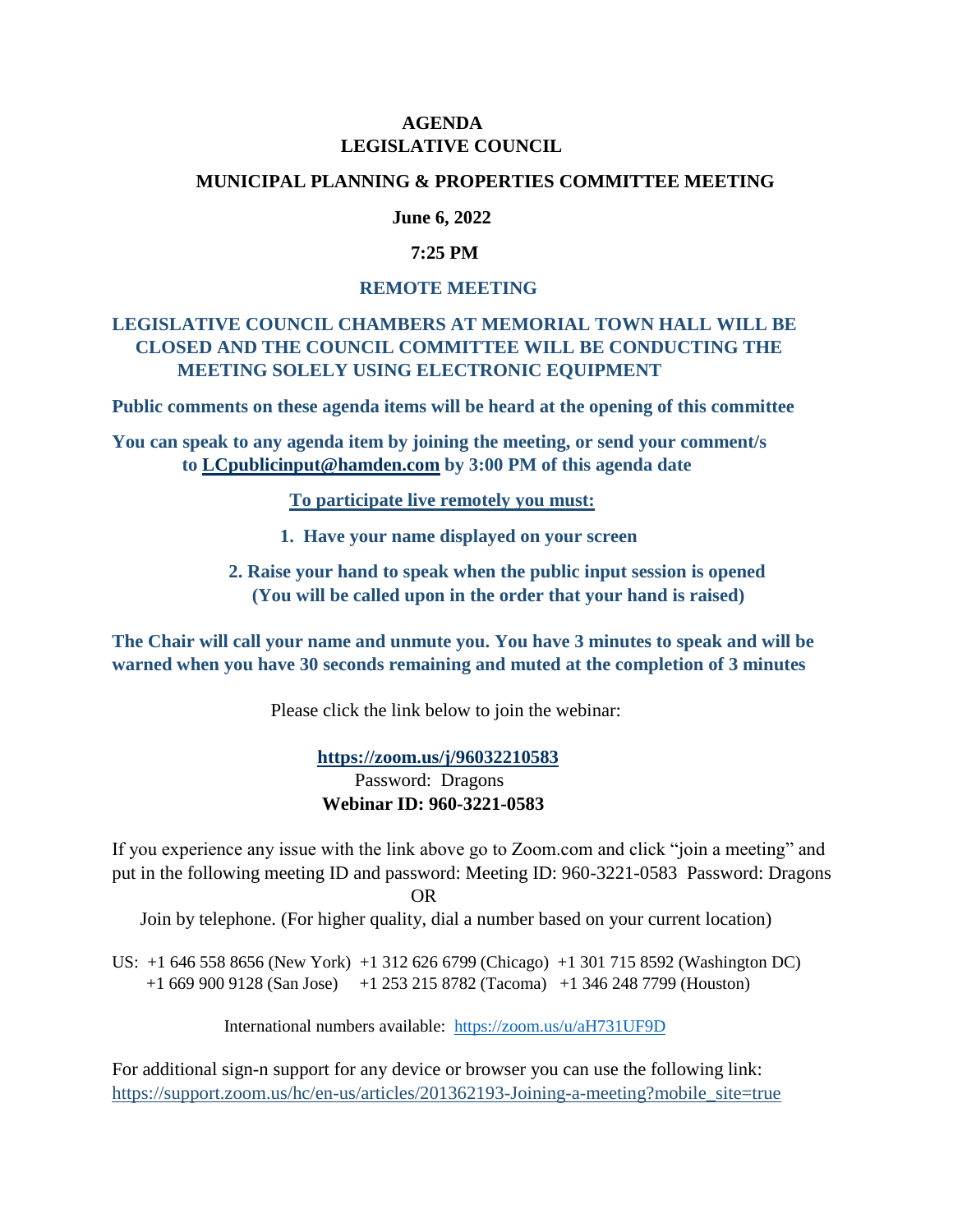# AGENDA
# LEGISLATIVE COUNCIL

## MUNICIPAL PLANNING & PROPERTIES COMMITTEE MEETING

**June 6, 2022**

**7:25 PM**

**REMOTE MEETING**

**LEGISLATIVE COUNCIL CHAMBERS AT MEMORIAL TOWN HALL WILL BE CLOSED AND THE COUNCIL COMMITTEE WILL BE CONDUCTING THE MEETING SOLELY USING ELECTRONIC EQUIPMENT**

**Public comments on these agenda items will be heard at the opening of this committee**

**You can speak to any agenda item by joining the meeting, or send your comment/s to [LCpublicinput@hamden.com](mailto:LCpublicinput@hamden.com) by 3:00 PM of this agenda date**

**To participate live remotely you must:**

1. **Have your name displayed on your screen**
2. **Raise your hand to speak when the public input session is opened (You will be called upon in the order that your hand is raised)**

**The Chair will call your name and unmute you. You have 3 minutes to speak and will be warned when you have 30 seconds remaining and muted at the completion of 3 minutes**

Please click the link below to join the webinar:

**[https://zoom.us/j/96032210583](https://zoom.us/j/96032210583)**
Password: Dragons
**Webinar ID: 960-3221-0583**

If you experience any issue with the link above go to Zoom.com and click "join a meeting" and put in the following meeting ID and password: Meeting ID: 960-3221-0583 Password: Dragons

OR

Join by telephone. (For higher quality, dial a number based on your current location)

US: +1 646 558 8656 (New York) +1 312 626 6799 (Chicago) +1 301 715 8592 (Washington DC)
+1 669 900 9128 (San Jose) +1 253 215 8782 (Tacoma) +1 346 248 7799 (Houston)

International numbers available: [https://zoom.us/u/aH731UF9D](https://zoom.us/u/aH731UF9D)

For additional sign-n support for any device or browser you can use the following link:
[https://support.zoom.us/hc/en-us/articles/201362193-Joining-a-meeting?mobile_site=true](https://support.zoom.us/hc/en-us/articles/201362193-Joining-a-meeting?mobile_site=true)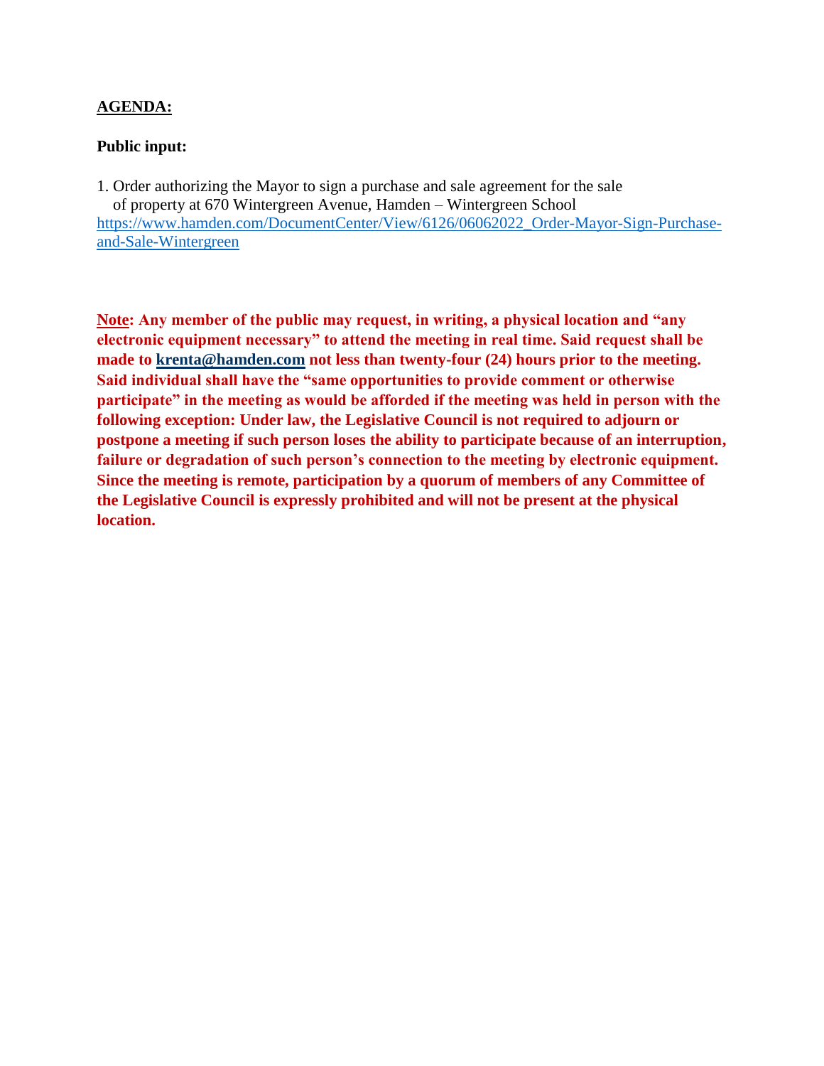**AGENDA:**

**Public input:**

1. Order authorizing the Mayor to sign a purchase and sale agreement for the sale of property at 670 Wintergreen Avenue, Hamden – Wintergreen School
https://www.hamden.com/DocumentCenter/View/6126/06062022_Order-Mayor-Sign-Purchase-and-Sale-Wintergreen

**Note: Any member of the public may request, in writing, a physical location and "any electronic equipment necessary" to attend the meeting in real time. Said request shall be made to krenta@hamden.com not less than twenty-four (24) hours prior to the meeting. Said individual shall have the "same opportunities to provide comment or otherwise participate" in the meeting as would be afforded if the meeting was held in person with the following exception: Under law, the Legislative Council is not required to adjourn or postpone a meeting if such person loses the ability to participate because of an interruption, failure or degradation of such person's connection to the meeting by electronic equipment. Since the meeting is remote, participation by a quorum of members of any Committee of the Legislative Council is expressly prohibited and will not be present at the physical location.**